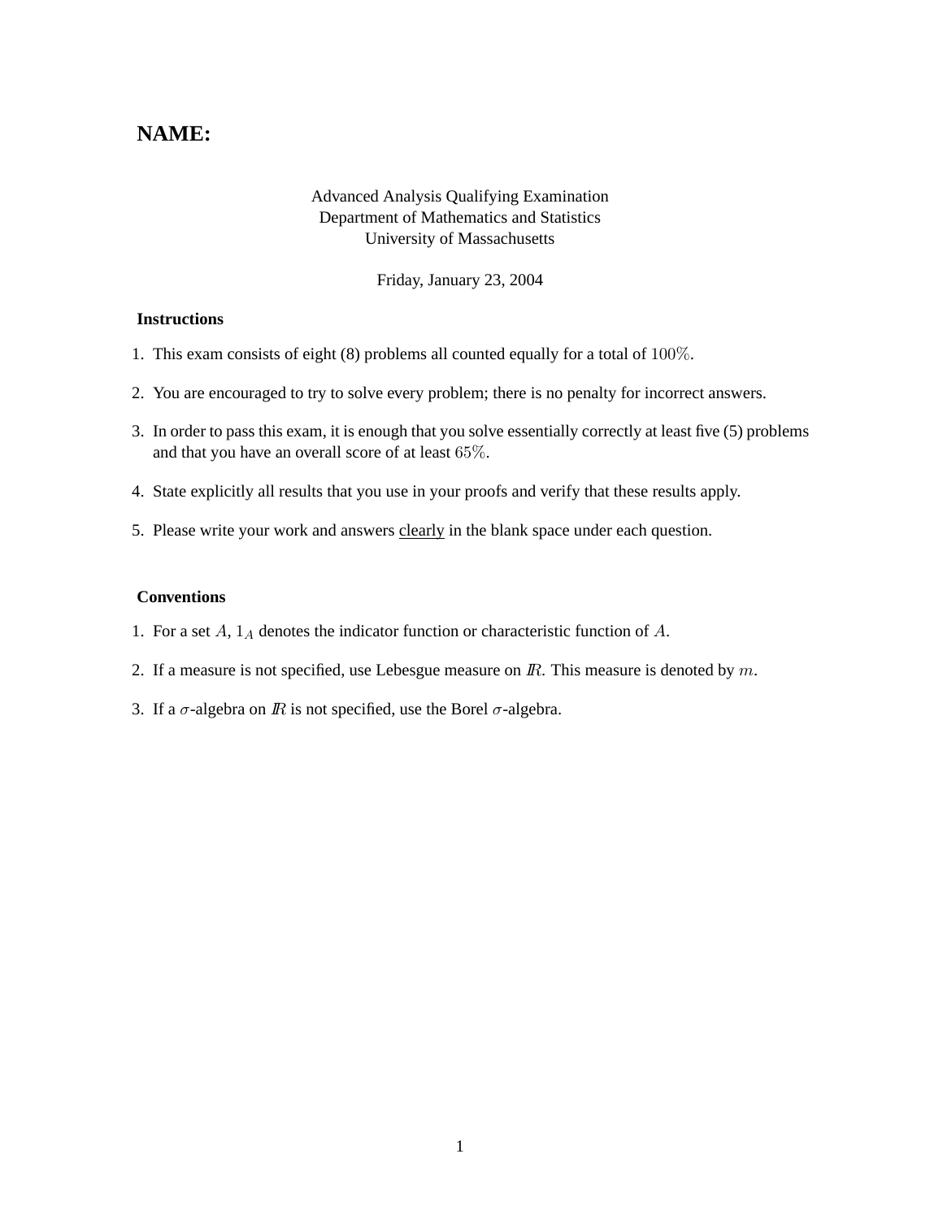# NAME:

Advanced Analysis Qualifying Examination
Department of Mathematics and Statistics
University of Massachusetts

Friday, January 23, 2004

### Instructions

1. This exam consists of eight (8) problems all counted equally for a total of $100\%$.

2. You are encouraged to try to solve every problem; there is no penalty for incorrect answers.

3. In order to pass this exam, it is enough that you solve essentially correctly at least five (5) problems and that you have an overall score of at least $65\%$.

4. State explicitly all results that you use in your proofs and verify that these results apply.

5. Please write your work and answers <u>clearly</u> in the blank space under each question.

### Conventions

1. For a set $A$, $1_A$ denotes the indicator function or characteristic function of $A$.

2. If a measure is not specified, use Lebesgue measure on $\mathbb{R}$. This measure is denoted by $m$.

3. If a $\sigma$-algebra on $\mathbb{R}$ is not specified, use the Borel $\sigma$-algebra.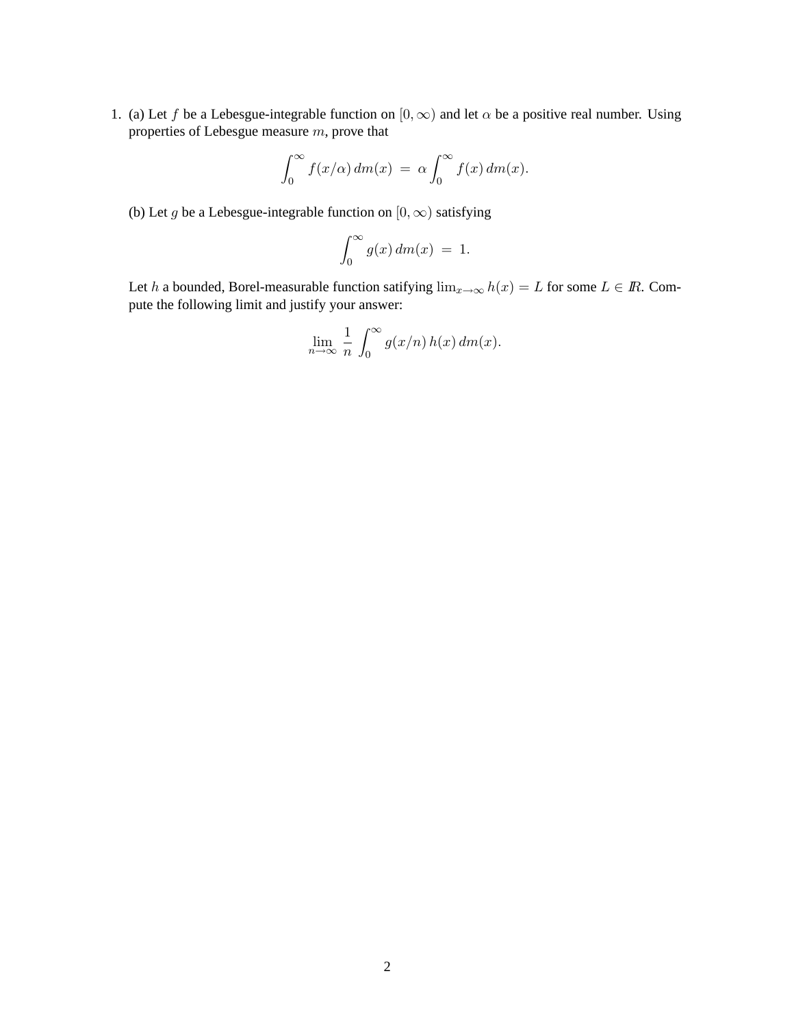1. (a) Let $f$ be a Lebesgue-integrable function on $[0, \infty)$ and let $\alpha$ be a positive real number. Using properties of Lebesgue measure $m$, prove that

$$\int_0^\infty f(x/\alpha)\, dm(x) \;=\; \alpha \int_0^\infty f(x)\, dm(x).$$

(b) Let $g$ be a Lebesgue-integrable function on $[0, \infty)$ satisfying

$$\int_0^\infty g(x)\, dm(x) \;=\; 1.$$

Let $h$ a bounded, Borel-measurable function satifying $\lim_{x\to\infty} h(x) = L$ for some $L \in I\!R$. Compute the following limit and justify your answer:

$$\lim_{n\to\infty} \frac{1}{n} \int_0^\infty g(x/n)\, h(x)\, dm(x).$$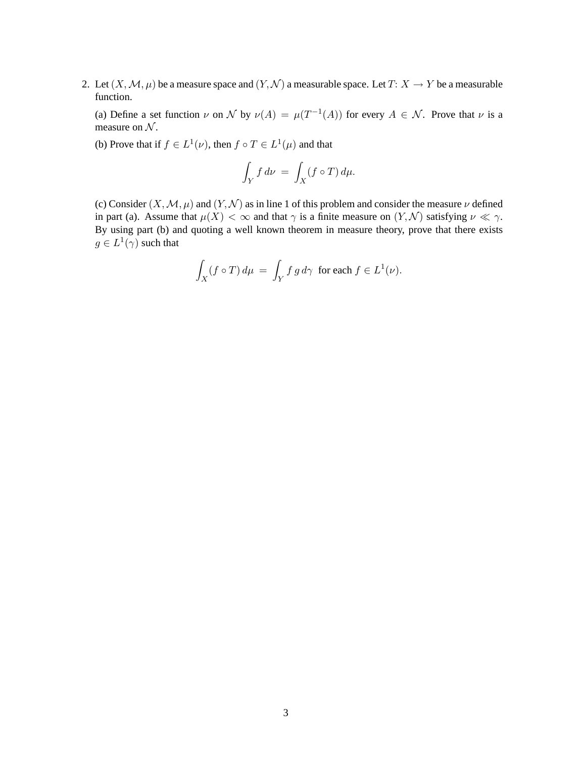2. Let $(X, \mathcal{M}, \mu)$ be a measure space and $(Y, \mathcal{N})$ a measurable space. Let $T\colon X \to Y$ be a measurable function.

   (a) Define a set function $\nu$ on $\mathcal{N}$ by $\nu(A) = \mu(T^{-1}(A))$ for every $A \in \mathcal{N}$. Prove that $\nu$ is a measure on $\mathcal{N}$.

   (b) Prove that if $f \in L^1(\nu)$, then $f \circ T \in L^1(\mu)$ and that

   $$\int_Y f \, d\nu = \int_X (f \circ T) \, d\mu.$$

   (c) Consider $(X, \mathcal{M}, \mu)$ and $(Y, \mathcal{N})$ as in line 1 of this problem and consider the measure $\nu$ defined in part (a). Assume that $\mu(X) < \infty$ and that $\gamma$ is a finite measure on $(Y, \mathcal{N})$ satisfying $\nu \ll \gamma$. By using part (b) and quoting a well known theorem in measure theory, prove that there exists $g \in L^1(\gamma)$ such that

   $$\int_X (f \circ T) \, d\mu = \int_Y f \, g \, d\gamma \ \text{ for each } f \in L^1(\nu).$$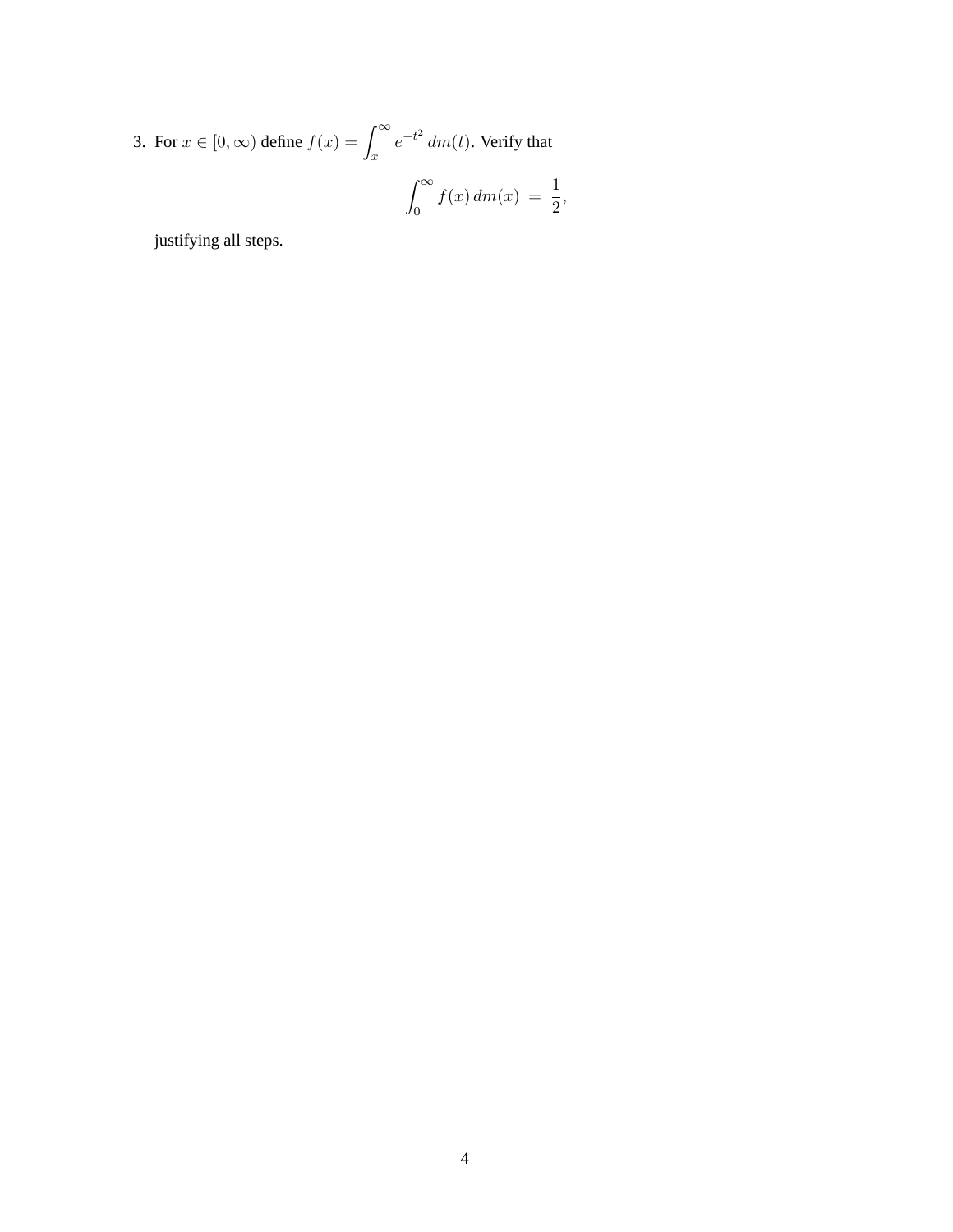3. For $x \in [0, \infty)$ define $f(x) = \displaystyle\int_x^\infty e^{-t^2}\, dm(t)$. Verify that

$$\int_0^\infty f(x)\, dm(x) \;=\; \frac{1}{2},$$

justifying all steps.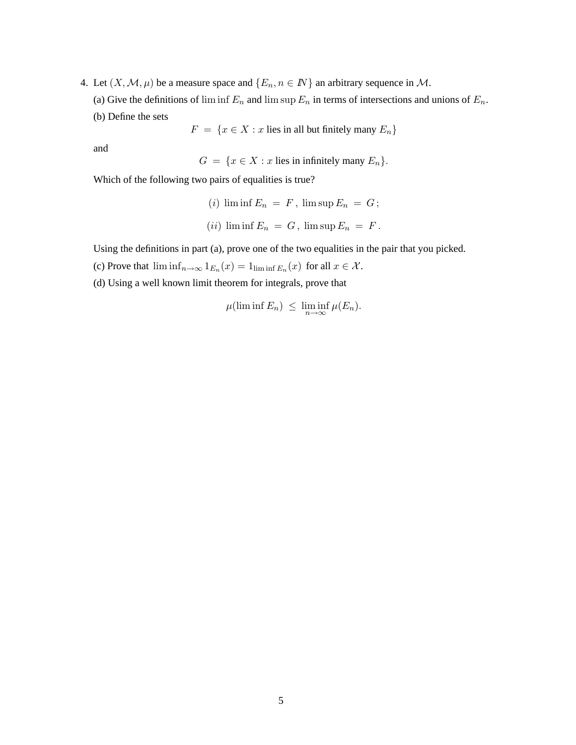4. Let $(X, \mathcal{M}, \mu)$ be a measure space and $\{E_n, n \in I\!N\}$ an arbitrary sequence in $\mathcal{M}$.

   (a) Give the definitions of $\liminf E_n$ and $\limsup E_n$ in terms of intersections and unions of $E_n$.

   (b) Define the sets

   $$F \;=\; \{x \in X : x \text{ lies in all but finitely many } E_n\}$$

   and

   $$G \;=\; \{x \in X : x \text{ lies in infinitely many } E_n\}.$$

   Which of the following two pairs of equalities is true?

   $$(i)\ \liminf E_n \;=\; F\,,\ \limsup E_n \;=\; G\,;$$

   $$(ii)\ \liminf E_n \;=\; G\,,\ \limsup E_n \;=\; F\,.$$

   Using the definitions in part (a), prove one of the two equalities in the pair that you picked.

   (c) Prove that $\liminf_{n\to\infty} 1_{E_n}(x) = 1_{\liminf E_n}(x)$ for all $x \in \mathcal{X}$.

   (d) Using a well known limit theorem for integrals, prove that

   $$\mu(\liminf E_n) \;\leq\; \liminf_{n\to\infty} \mu(E_n).$$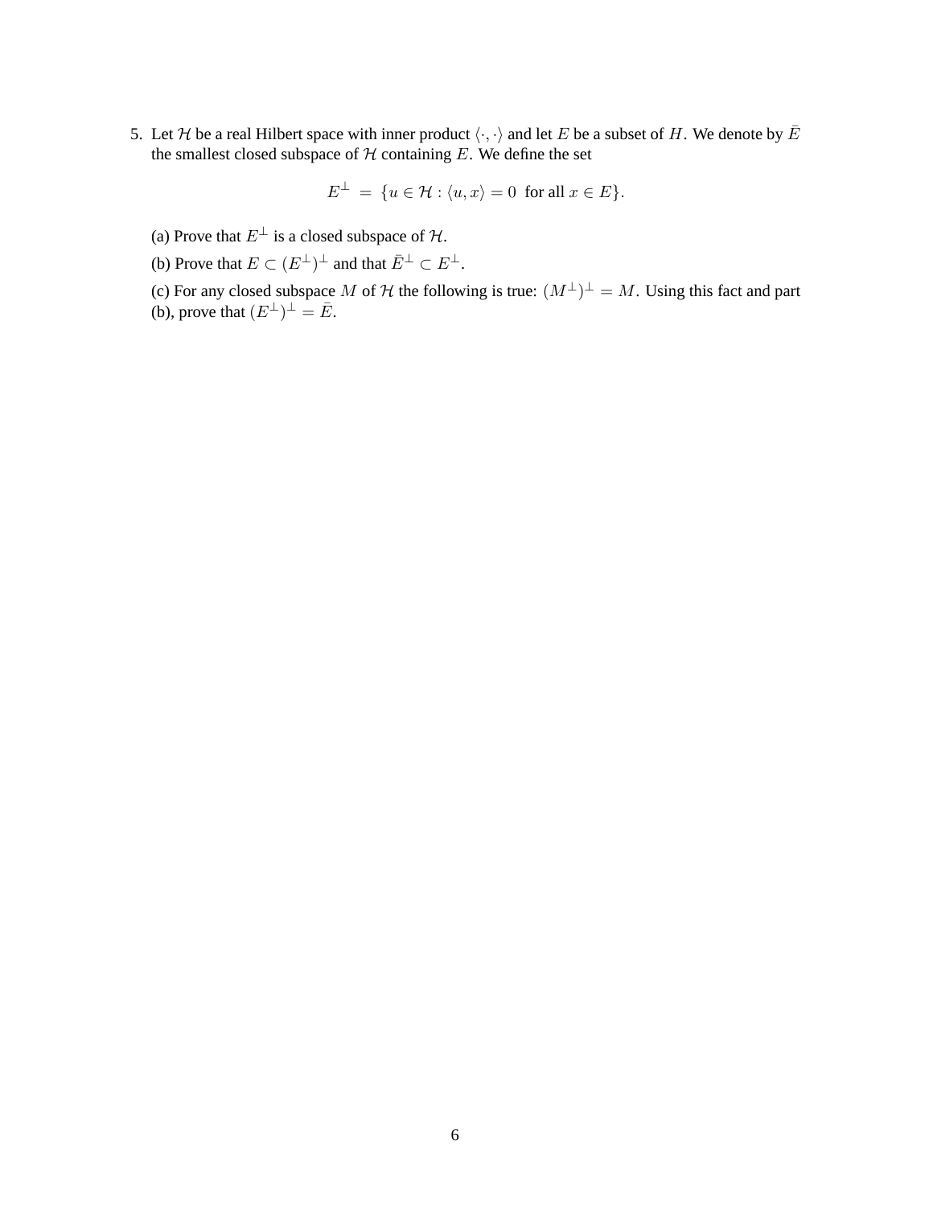5. Let $\mathcal{H}$ be a real Hilbert space with inner product $\langle \cdot, \cdot \rangle$ and let $E$ be a subset of $H$. We denote by $\bar{E}$ the smallest closed subspace of $\mathcal{H}$ containing $E$. We define the set

$$E^{\perp} = \{u \in \mathcal{H} : \langle u, x \rangle = 0 \text{ for all } x \in E\}.$$

(a) Prove that $E^{\perp}$ is a closed subspace of $\mathcal{H}$.

(b) Prove that $E \subset (E^{\perp})^{\perp}$ and that $\bar{E}^{\perp} \subset E^{\perp}$.

(c) For any closed subspace $M$ of $\mathcal{H}$ the following is true: $(M^{\perp})^{\perp} = M$. Using this fact and part (b), prove that $(E^{\perp})^{\perp} = \bar{E}$.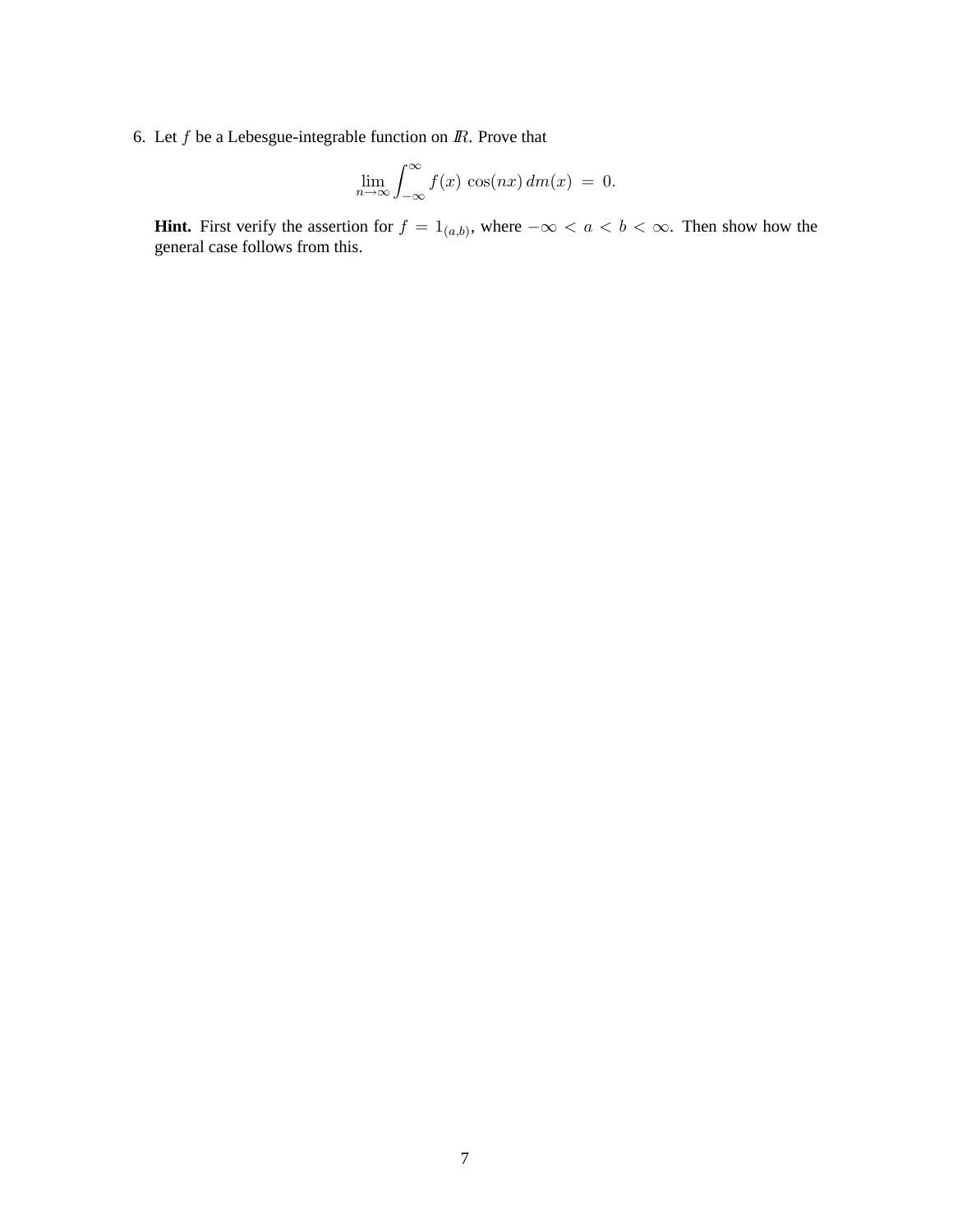6. Let $f$ be a Lebesgue-integrable function on $\mathbb{R}$. Prove that

$$\lim_{n \to \infty} \int_{-\infty}^{\infty} f(x) \cos(nx) \, dm(x) = 0.$$

**Hint.** First verify the assertion for $f = 1_{(a,b)}$, where $-\infty < a < b < \infty$. Then show how the general case follows from this.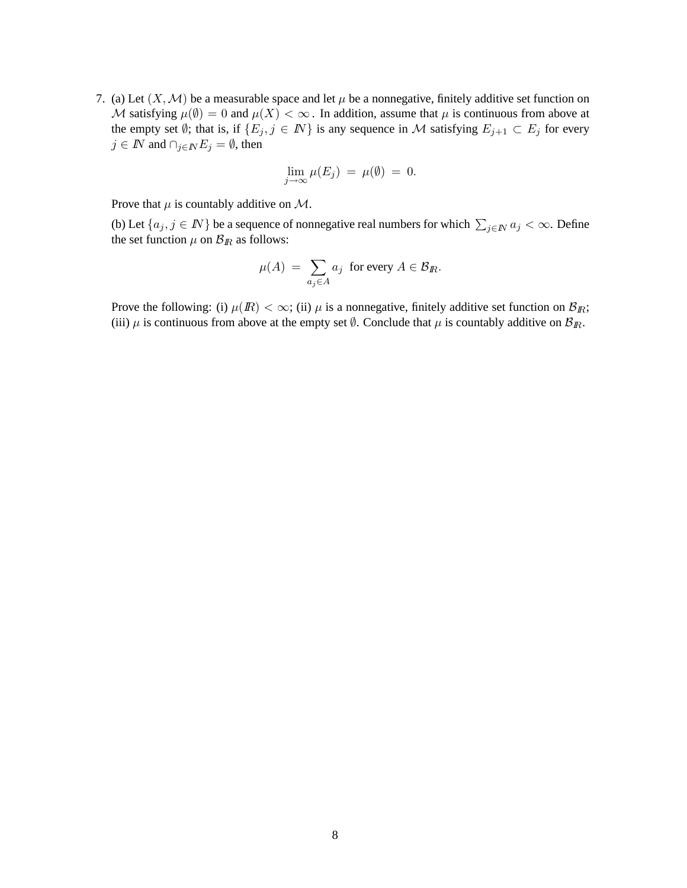7. (a) Let $(X, \mathcal{M})$ be a measurable space and let $\mu$ be a nonnegative, finitely additive set function on $\mathcal{M}$ satisfying $\mu(\emptyset) = 0$ and $\mu(X) < \infty$. In addition, assume that $\mu$ is continuous from above at the empty set $\emptyset$; that is, if $\{E_j, j \in I\!N\}$ is any sequence in $\mathcal{M}$ satisfying $E_{j+1} \subset E_j$ for every $j \in I\!N$ and $\cap_{j \in I\!N} E_j = \emptyset$, then

$$\lim_{j \to \infty} \mu(E_j) \;=\; \mu(\emptyset) \;=\; 0.$$

Prove that $\mu$ is countably additive on $\mathcal{M}$.

(b) Let $\{a_j, j \in I\!N\}$ be a sequence of nonnegative real numbers for which $\sum_{j \in I\!N} a_j < \infty$. Define the set function $\mu$ on $\mathcal{B}_{I\!R}$ as follows:

$$\mu(A) \;=\; \sum_{a_j \in A} a_j \;\text{ for every } A \in \mathcal{B}_{I\!R}.$$

Prove the following: (i) $\mu(I\!R) < \infty$; (ii) $\mu$ is a nonnegative, finitely additive set function on $\mathcal{B}_{I\!R}$; (iii) $\mu$ is continuous from above at the empty set $\emptyset$. Conclude that $\mu$ is countably additive on $\mathcal{B}_{I\!R}$.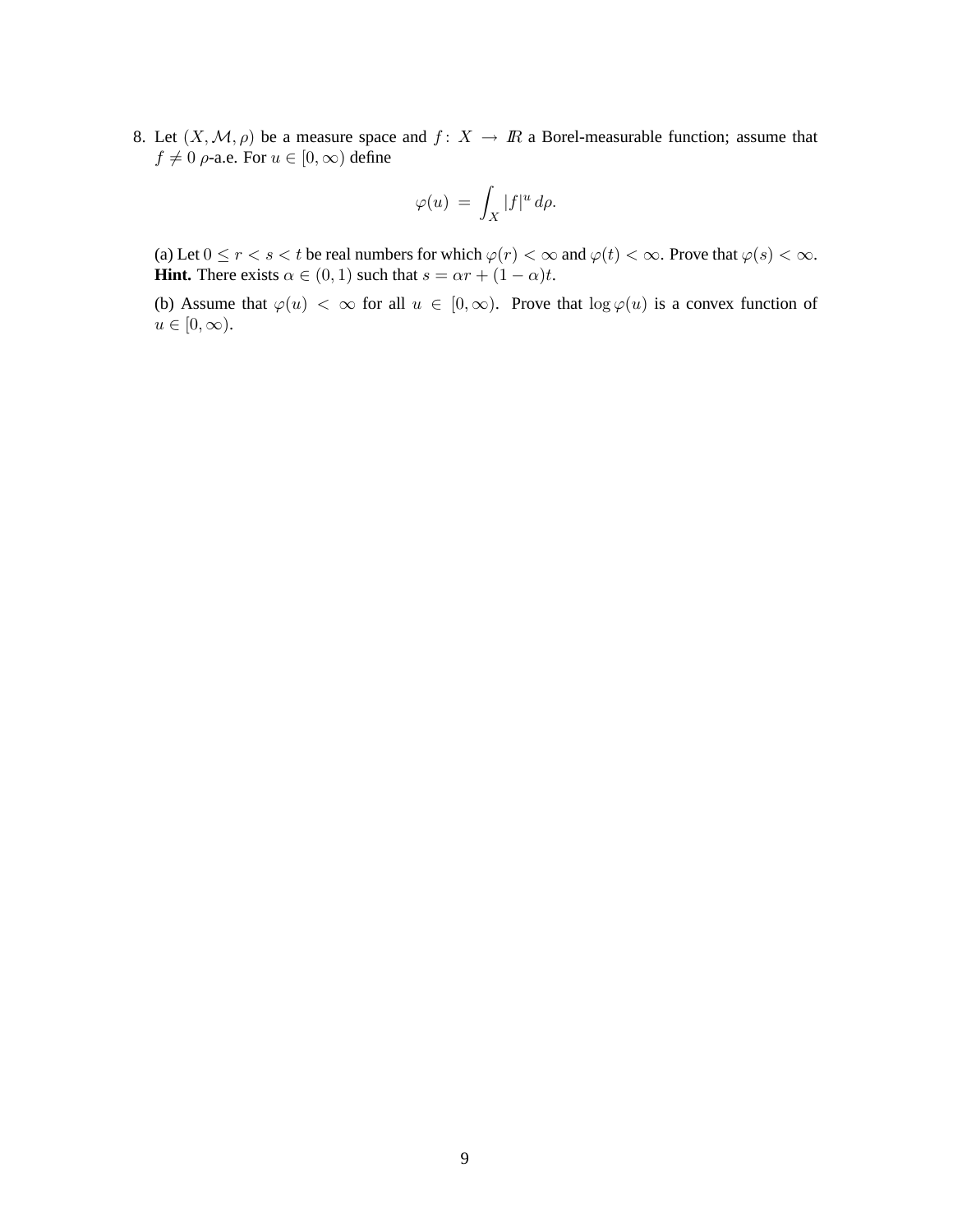8. Let $(X, \mathcal{M}, \rho)$ be a measure space and $f\colon X \to I\!R$ a Borel-measurable function; assume that $f \neq 0$ $\rho$-a.e. For $u \in [0, \infty)$ define

$$\varphi(u) \;=\; \int_X |f|^u \, d\rho.$$

(a) Let $0 \leq r < s < t$ be real numbers for which $\varphi(r) < \infty$ and $\varphi(t) < \infty$. Prove that $\varphi(s) < \infty$. **Hint.** There exists $\alpha \in (0, 1)$ such that $s = \alpha r + (1 - \alpha)t$.

(b) Assume that $\varphi(u) < \infty$ for all $u \in [0, \infty)$. Prove that $\log \varphi(u)$ is a convex function of $u \in [0, \infty)$.